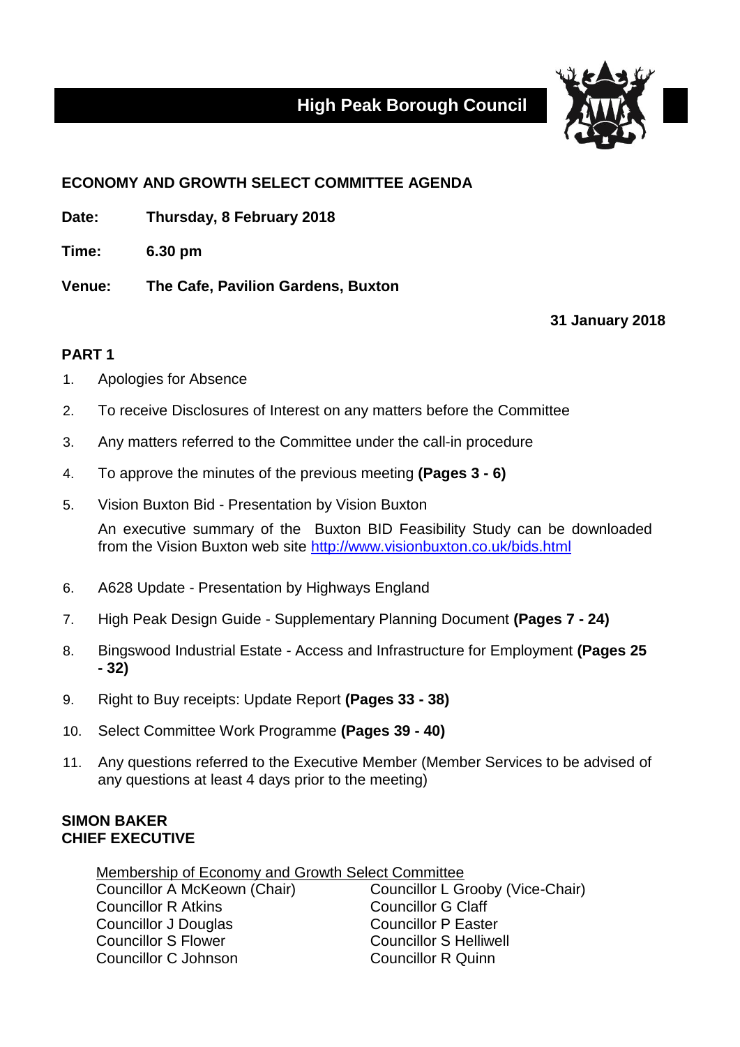# High Peak Borough Council

## ECONOMY AND GROWTH SELECT COMMITTEE AGENDA

**Date:** **Thursday, 8 February 2018**

**Time:** **6.30 pm**

**Venue:** **The Cafe, Pavilion Gardens, Buxton**

**31 January 2018**

### PART 1

1. Apologies for Absence
2. To receive Disclosures of Interest on any matters before the Committee
3. Any matters referred to the Committee under the call-in procedure
4. To approve the minutes of the previous meeting **(Pages 3 - 6)**
5. Vision Buxton Bid - Presentation by Vision Buxton

   An executive summary of the Buxton BID Feasibility Study can be downloaded from the Vision Buxton web site http://www.visionbuxton.co.uk/bids.html
6. A628 Update - Presentation by Highways England
7. High Peak Design Guide - Supplementary Planning Document **(Pages 7 - 24)**
8. Bingswood Industrial Estate - Access and Infrastructure for Employment **(Pages 25 - 32)**
9. Right to Buy receipts: Update Report **(Pages 33 - 38)**
10. Select Committee Work Programme **(Pages 39 - 40)**
11. Any questions referred to the Executive Member (Member Services to be advised of any questions at least 4 days prior to the meeting)

**SIMON BAKER**
**CHIEF EXECUTIVE**

Membership of Economy and Growth Select Committee

| | |
|---|---|
| Councillor A McKeown (Chair) | Councillor L Grooby (Vice-Chair) |
| Councillor R Atkins | Councillor G Claff |
| Councillor J Douglas | Councillor P Easter |
| Councillor S Flower | Councillor S Helliwell |
| Councillor C Johnson | Councillor R Quinn |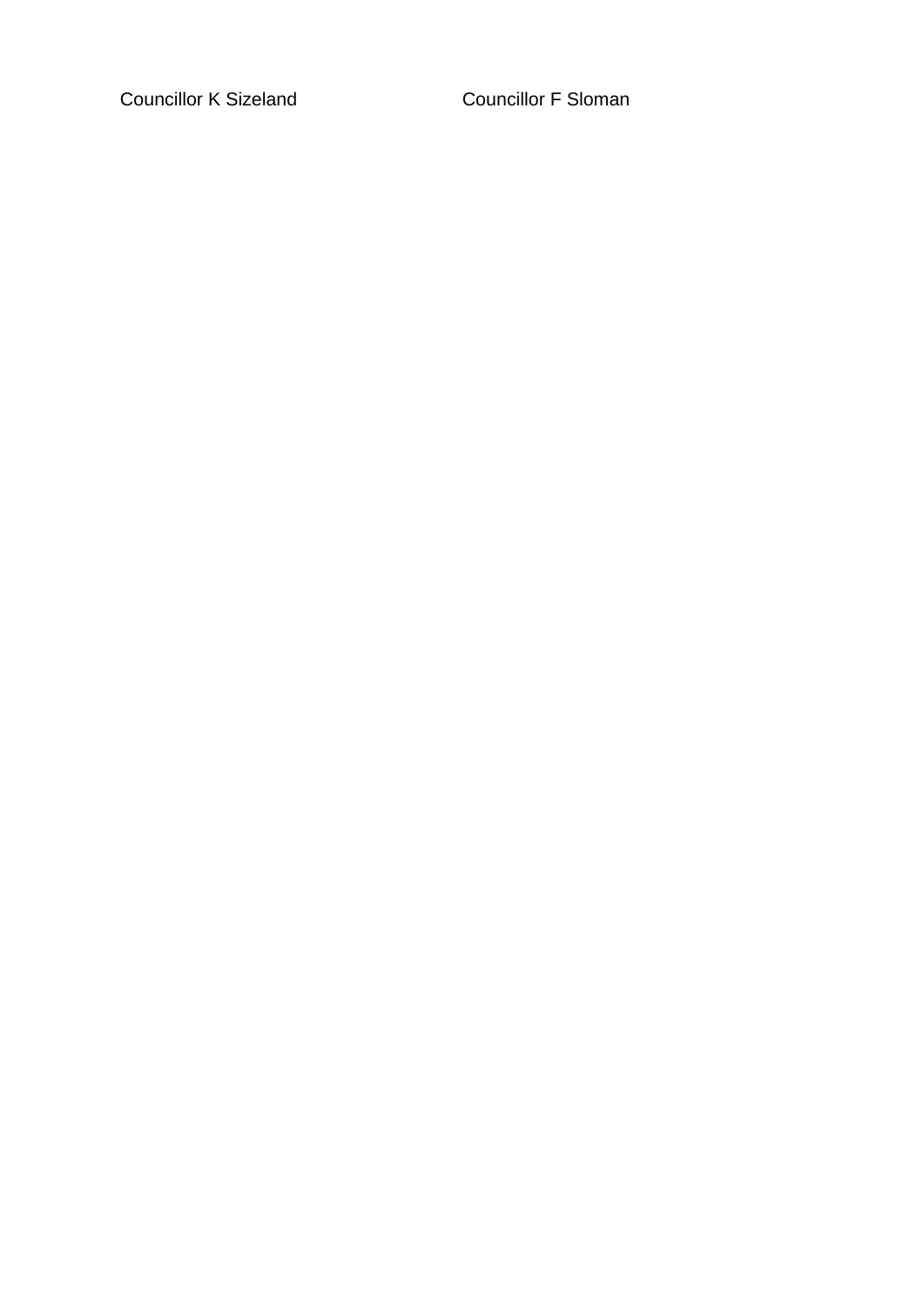Councillor K Sizeland

Councillor F Sloman